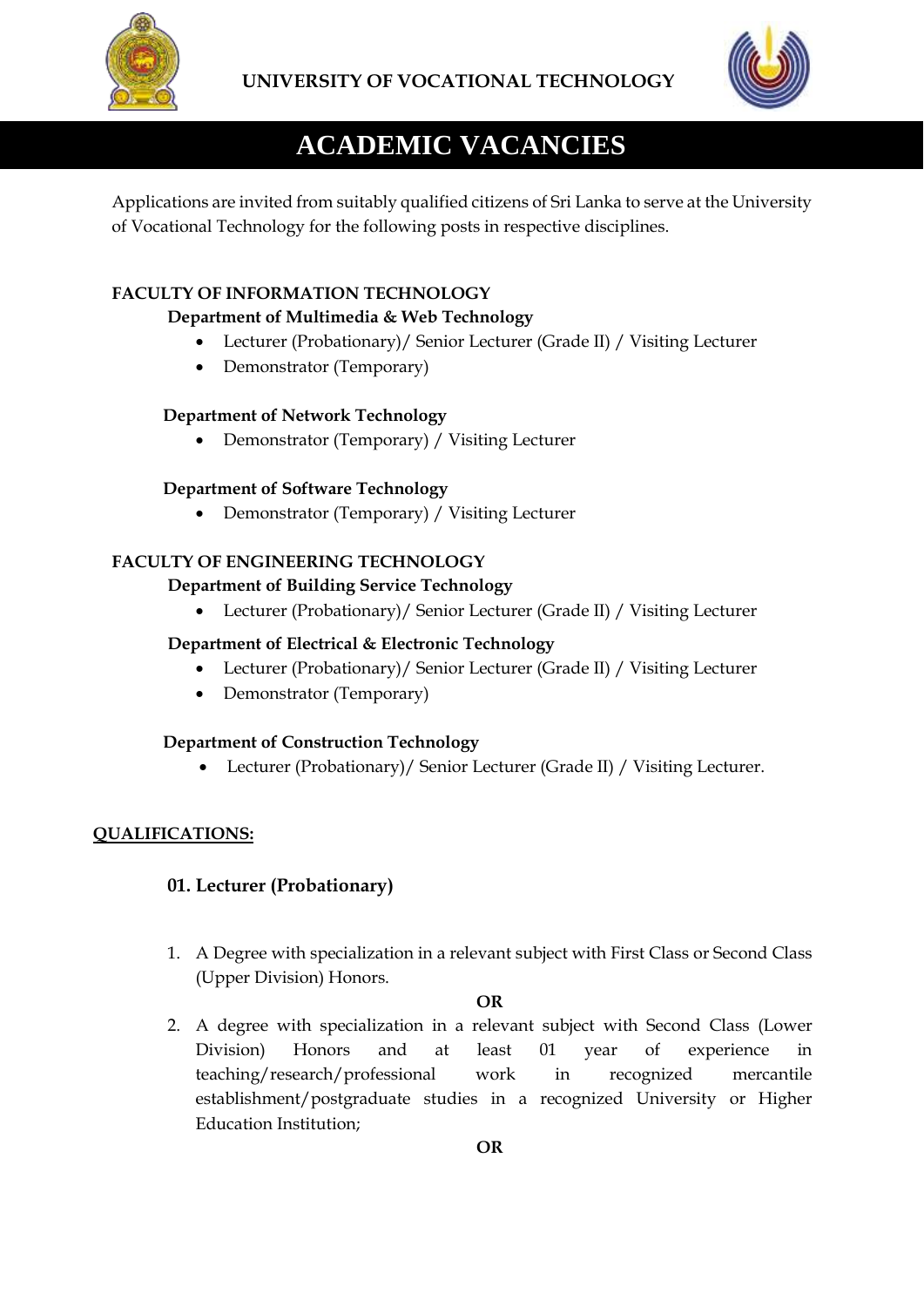**UNIVERSITY OF VOCATIONAL TECHNOLOGY**

# ACADEMIC VACANCIES

Applications are invited from suitably qualified citizens of Sri Lanka to serve at the University of Vocational Technology for the following posts in respective disciplines.

**FACULTY OF INFORMATION TECHNOLOGY**

**Department of Multimedia & Web Technology**

- Lecturer (Probationary)/ Senior Lecturer (Grade II) / Visiting Lecturer
- Demonstrator (Temporary)

**Department of Network Technology**

- Demonstrator (Temporary) / Visiting Lecturer

**Department of Software Technology**

- Demonstrator (Temporary) / Visiting Lecturer

**FACULTY OF ENGINEERING TECHNOLOGY**

**Department of Building Service Technology**

- Lecturer (Probationary)/ Senior Lecturer (Grade II) / Visiting Lecturer

**Department of Electrical & Electronic Technology**

- Lecturer (Probationary)/ Senior Lecturer (Grade II) / Visiting Lecturer
- Demonstrator (Temporary)

**Department of Construction Technology**

- Lecturer (Probationary)/ Senior Lecturer (Grade II) / Visiting Lecturer.

## QUALIFICATIONS:

### 01. Lecturer (Probationary)

1. A Degree with specialization in a relevant subject with First Class or Second Class (Upper Division) Honors.

**OR**

2. A degree with specialization in a relevant subject with Second Class (Lower Division) Honors and at least 01 year of experience in teaching/research/professional work in recognized mercantile establishment/postgraduate studies in a recognized University or Higher Education Institution;

**OR**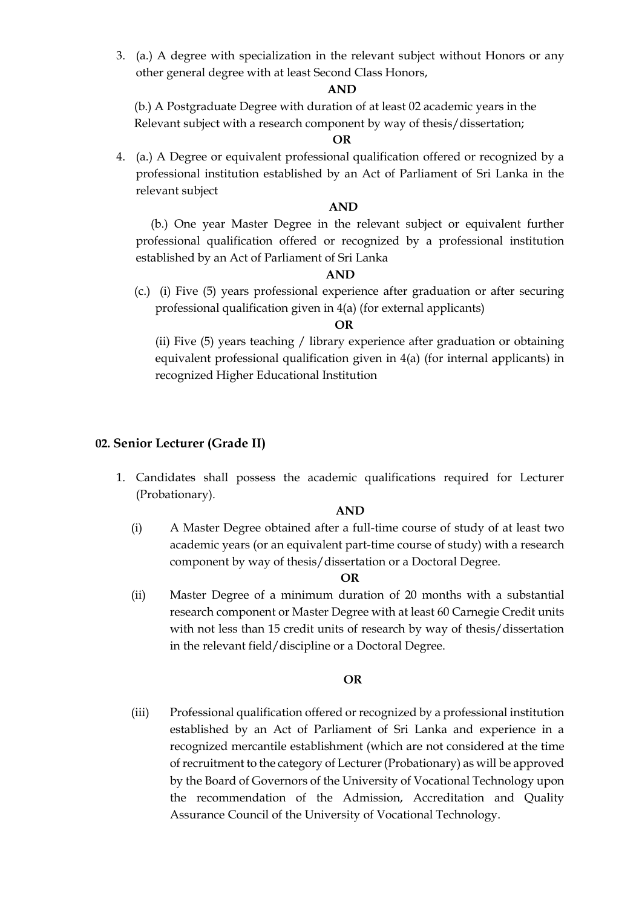3. (a.) A degree with specialization in the relevant subject without Honors or any other general degree with at least Second Class Honors,

   **AND**

   (b.) A Postgraduate Degree with duration of at least 02 academic years in the Relevant subject with a research component by way of thesis/dissertation;

   **OR**

4. (a.) A Degree or equivalent professional qualification offered or recognized by a professional institution established by an Act of Parliament of Sri Lanka in the relevant subject

   **AND**

   (b.) One year Master Degree in the relevant subject or equivalent further professional qualification offered or recognized by a professional institution established by an Act of Parliament of Sri Lanka

   **AND**

   (c.) (i) Five (5) years professional experience after graduation or after securing professional qualification given in 4(a) (for external applicants)

   **OR**

   (ii) Five (5) years teaching / library experience after graduation or obtaining equivalent professional qualification given in 4(a) (for internal applicants) in recognized Higher Educational Institution

## 02. Senior Lecturer (Grade II)

1. Candidates shall possess the academic qualifications required for Lecturer (Probationary).

   **AND**

   (i) A Master Degree obtained after a full-time course of study of at least two academic years (or an equivalent part-time course of study) with a research component by way of thesis/dissertation or a Doctoral Degree.

   **OR**

   (ii) Master Degree of a minimum duration of 20 months with a substantial research component or Master Degree with at least 60 Carnegie Credit units with not less than 15 credit units of research by way of thesis/dissertation in the relevant field/discipline or a Doctoral Degree.

   **OR**

   (iii) Professional qualification offered or recognized by a professional institution established by an Act of Parliament of Sri Lanka and experience in a recognized mercantile establishment (which are not considered at the time of recruitment to the category of Lecturer (Probationary) as will be approved by the Board of Governors of the University of Vocational Technology upon the recommendation of the Admission, Accreditation and Quality Assurance Council of the University of Vocational Technology.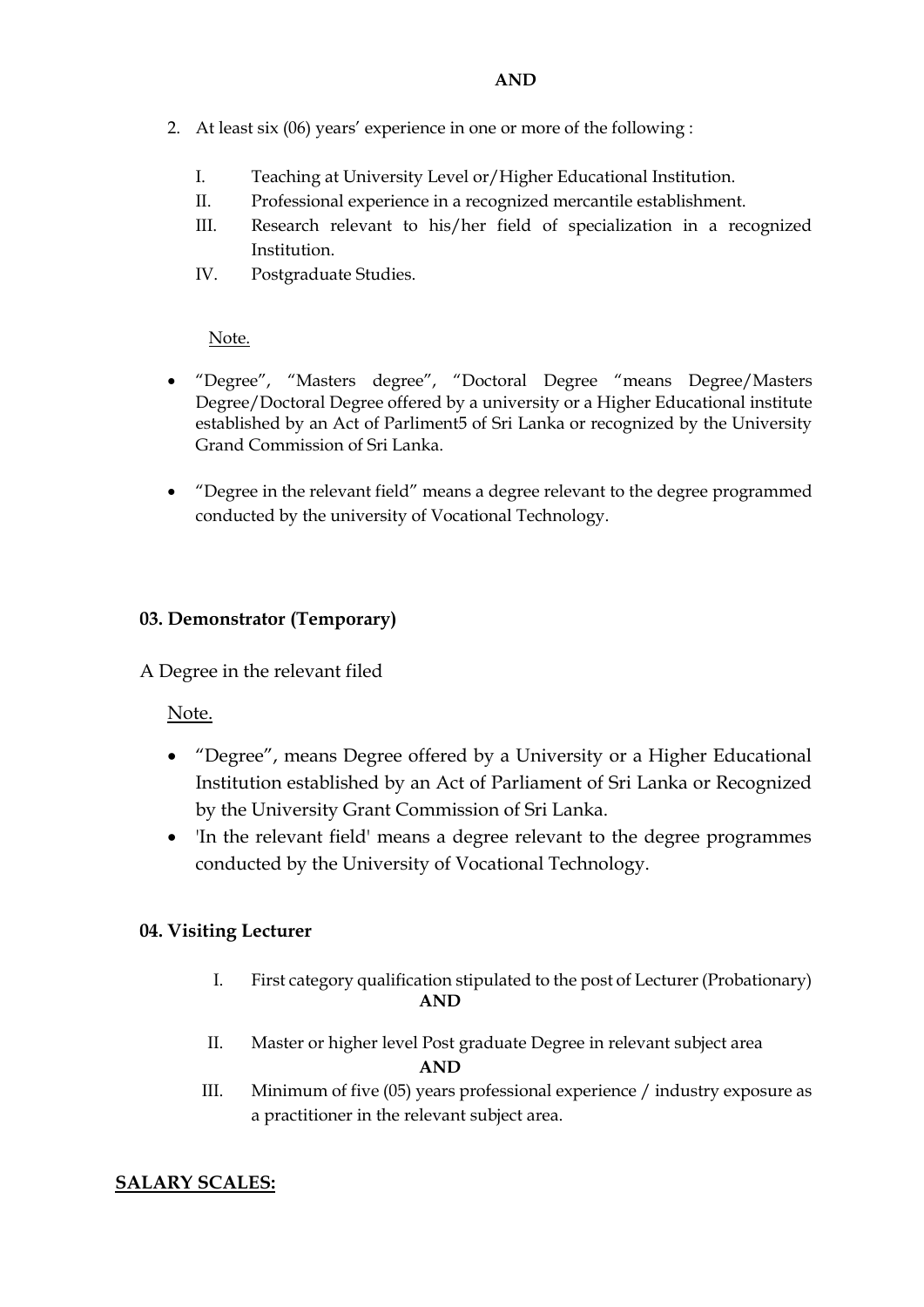**AND**

2. At least six (06) years' experience in one or more of the following :

   I. Teaching at University Level or/Higher Educational Institution.
   II. Professional experience in a recognized mercantile establishment.
   III. Research relevant to his/her field of specialization in a recognized Institution.
   IV. Postgraduate Studies.

Note.

- "Degree", "Masters degree", "Doctoral Degree "means Degree/Masters Degree/Doctoral Degree offered by a university or a Higher Educational institute established by an Act of Parliment5 of Sri Lanka or recognized by the University Grand Commission of Sri Lanka.
- "Degree in the relevant field" means a degree relevant to the degree programmed conducted by the university of Vocational Technology.

### 03. Demonstrator (Temporary)

A Degree in the relevant filed

Note.

- "Degree", means Degree offered by a University or a Higher Educational Institution established by an Act of Parliament of Sri Lanka or Recognized by the University Grant Commission of Sri Lanka.
- 'In the relevant field' means a degree relevant to the degree programmes conducted by the University of Vocational Technology.

### 04. Visiting Lecturer

I. First category qualification stipulated to the post of Lecturer (Probationary)

**AND**

II. Master or higher level Post graduate Degree in relevant subject area

**AND**

III. Minimum of five (05) years professional experience / industry exposure as a practitioner in the relevant subject area.

## SALARY SCALES: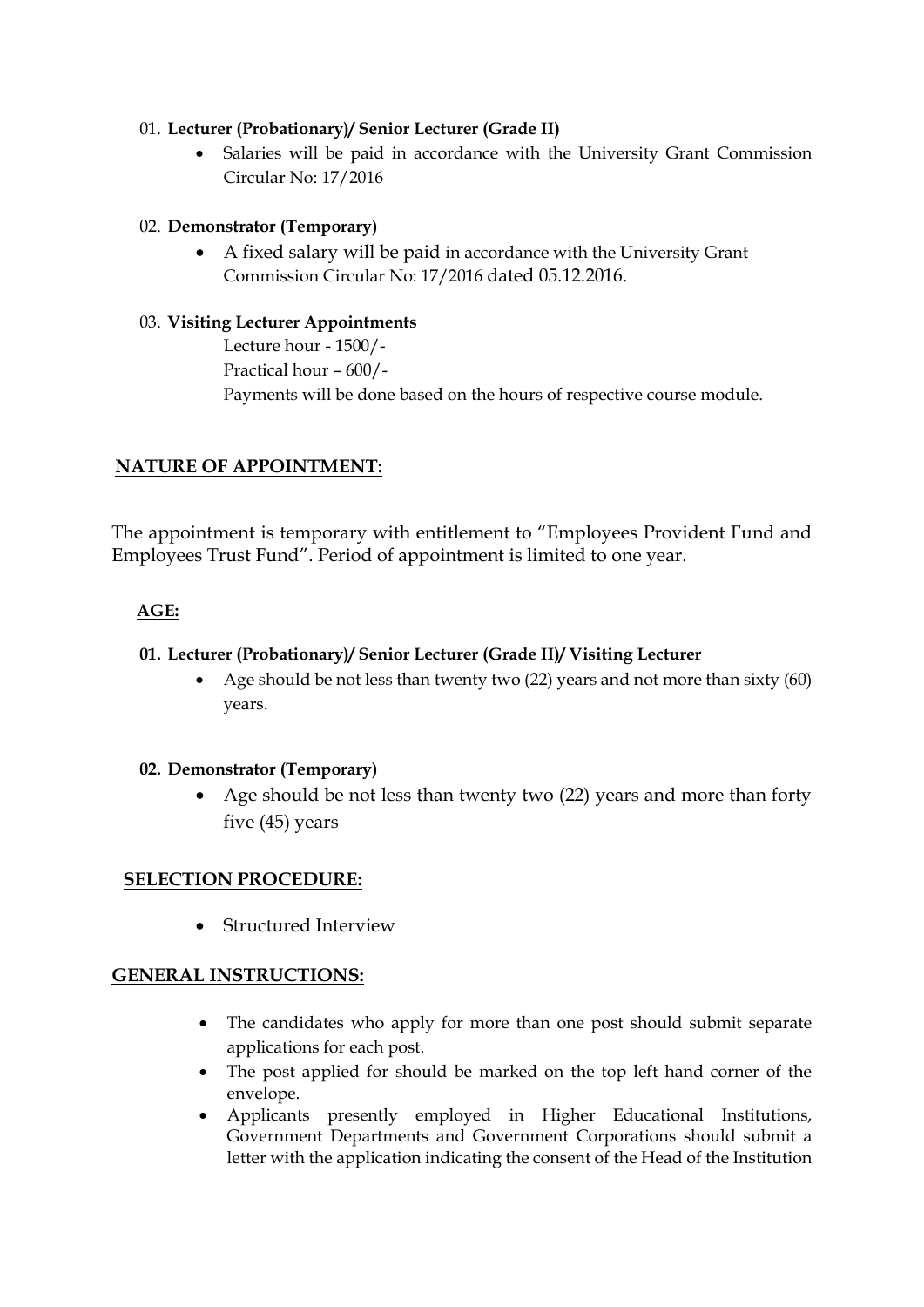01. **Lecturer (Probationary)/ Senior Lecturer (Grade II)**

- Salaries will be paid in accordance with the University Grant Commission Circular No: 17/2016

02. **Demonstrator (Temporary)**

- A fixed salary will be paid in accordance with the University Grant Commission Circular No: 17/2016 dated 05.12.2016.

03. **Visiting Lecturer Appointments**

Lecture hour - 1500/-
Practical hour – 600/-
Payments will be done based on the hours of respective course module.

## NATURE OF APPOINTMENT:

The appointment is temporary with entitlement to "Employees Provident Fund and Employees Trust Fund". Period of appointment is limited to one year.

## AGE:

**01. Lecturer (Probationary)/ Senior Lecturer (Grade II)/ Visiting Lecturer**

- Age should be not less than twenty two (22) years and not more than sixty (60) years.

**02. Demonstrator (Temporary)**

- Age should be not less than twenty two (22) years and more than forty five (45) years

## SELECTION PROCEDURE:

- Structured Interview

## GENERAL INSTRUCTIONS:

- The candidates who apply for more than one post should submit separate applications for each post.
- The post applied for should be marked on the top left hand corner of the envelope.
- Applicants presently employed in Higher Educational Institutions, Government Departments and Government Corporations should submit a letter with the application indicating the consent of the Head of the Institution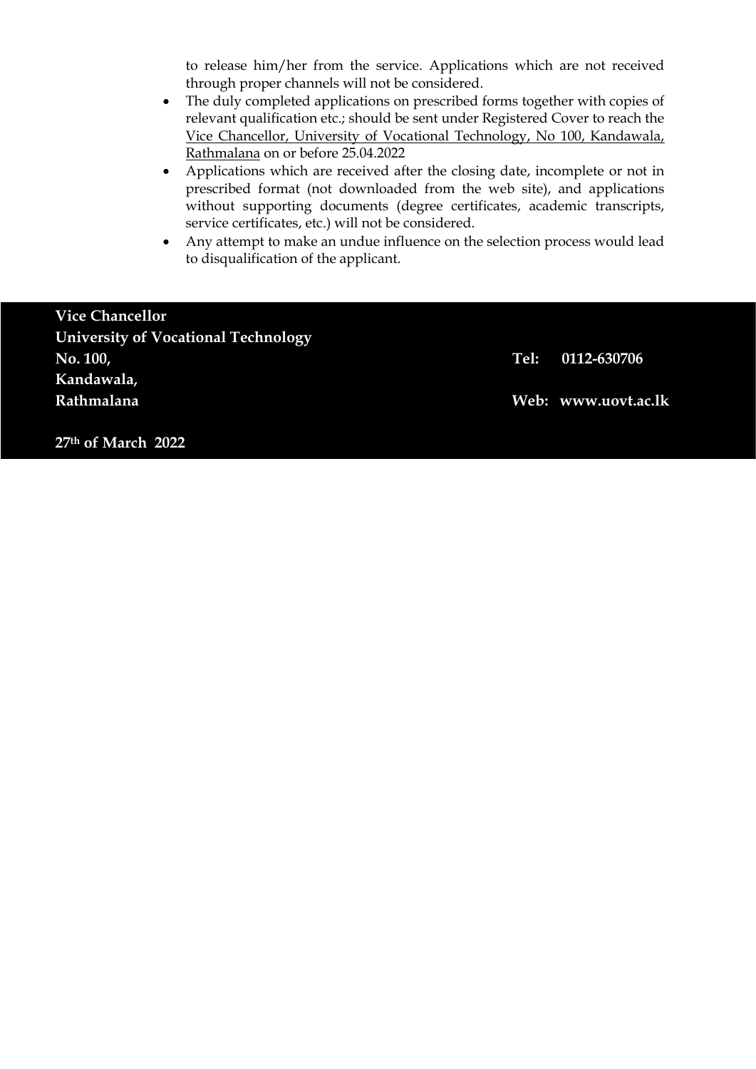to release him/her from the service. Applications which are not received through proper channels will not be considered.

- The duly completed applications on prescribed forms together with copies of relevant qualification etc.; should be sent under Registered Cover to reach the Vice Chancellor, University of Vocational Technology, No 100, Kandawala, Rathmalana on or before 25.04.2022
- Applications which are received after the closing date, incomplete or not in prescribed format (not downloaded from the web site), and applications without supporting documents (degree certificates, academic transcripts, service certificates, etc.) will not be considered.
- Any attempt to make an undue influence on the selection process would lead to disqualification of the applicant.

**Vice Chancellor**
**University of Vocational Technology**
**No. 100,**
**Kandawala,**
**Rathmalana**

**Tel: 0112-630706**

**Web: www.uovt.ac.lk**

**27th of March 2022**